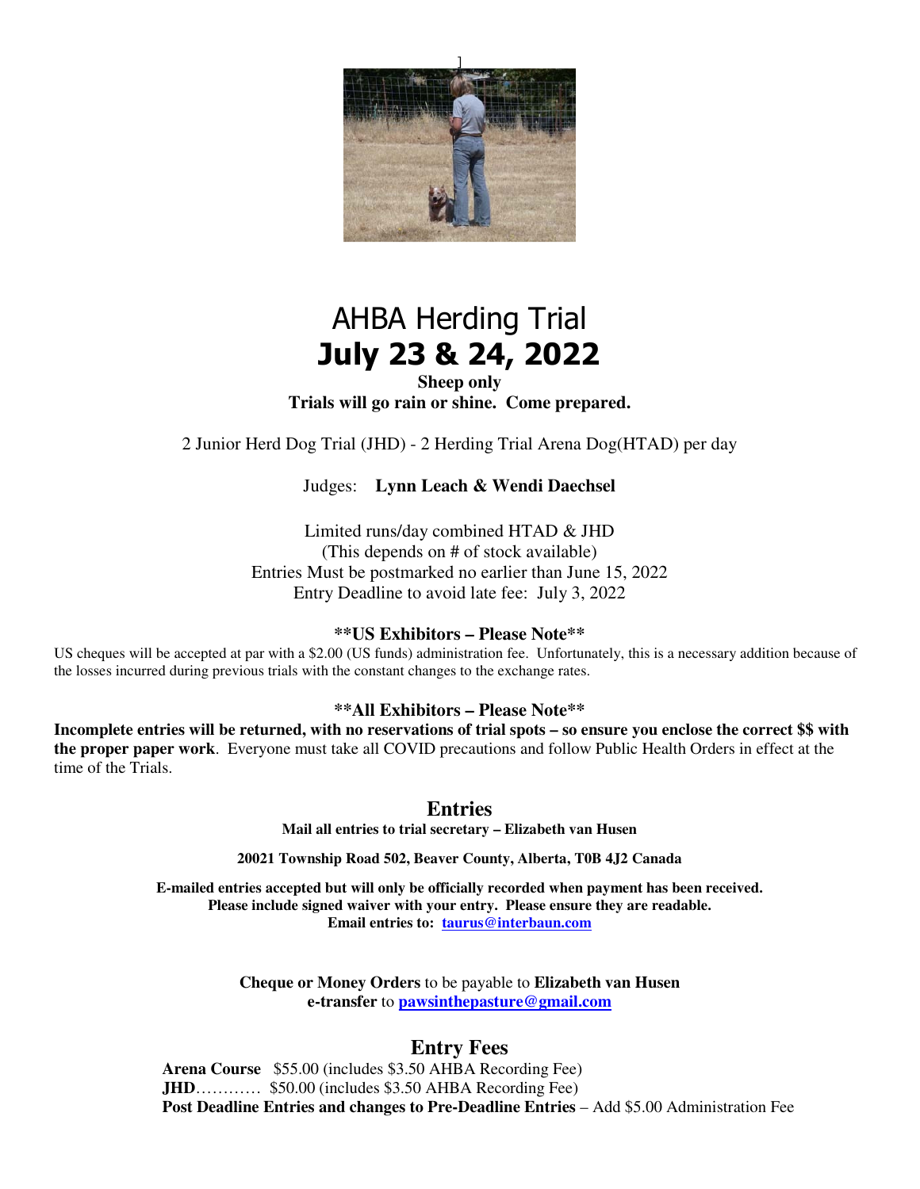# AHBA Herding Trial

# July 23 & 24, 2022

**Sheep only**

**Trials will go rain or shine. Come prepared.**

2 Junior Herd Dog Trial (JHD) - 2 Herding Trial Arena Dog(HTAD) per day

Judges: **Lynn Leach & Wendi Daechsel**

Limited runs/day combined HTAD & JHD
(This depends on # of stock available)
Entries Must be postmarked no earlier than June 15, 2022
Entry Deadline to avoid late fee: July 3, 2022

### **US Exhibitors – Please Note**

US cheques will be accepted at par with a $2.00 (US funds) administration fee. Unfortunately, this is a necessary addition because of the losses incurred during previous trials with the constant changes to the exchange rates.

### **All Exhibitors – Please Note**

**Incomplete entries will be returned, with no reservations of trial spots – so ensure you enclose the correct $$ with the proper paper work**. Everyone must take all COVID precautions and follow Public Health Orders in effect at the time of the Trials.

## Entries

**Mail all entries to trial secretary – Elizabeth van Husen**

**20021 Township Road 502, Beaver County, Alberta, T0B 4J2 Canada**

**E-mailed entries accepted but will only be officially recorded when payment has been received.**
**Please include signed waiver with your entry. Please ensure they are readable.**
**Email entries to: taurus@interbaun.com**

**Cheque or Money Orders** to be payable to **Elizabeth van Husen**
**e-transfer** to **pawsinthepasture@gmail.com**

## Entry Fees

**Arena Course** $55.00 (includes $3.50 AHBA Recording Fee)
**JHD**………… $50.00 (includes $3.50 AHBA Recording Fee)
**Post Deadline Entries and changes to Pre-Deadline Entries** – Add $5.00 Administration Fee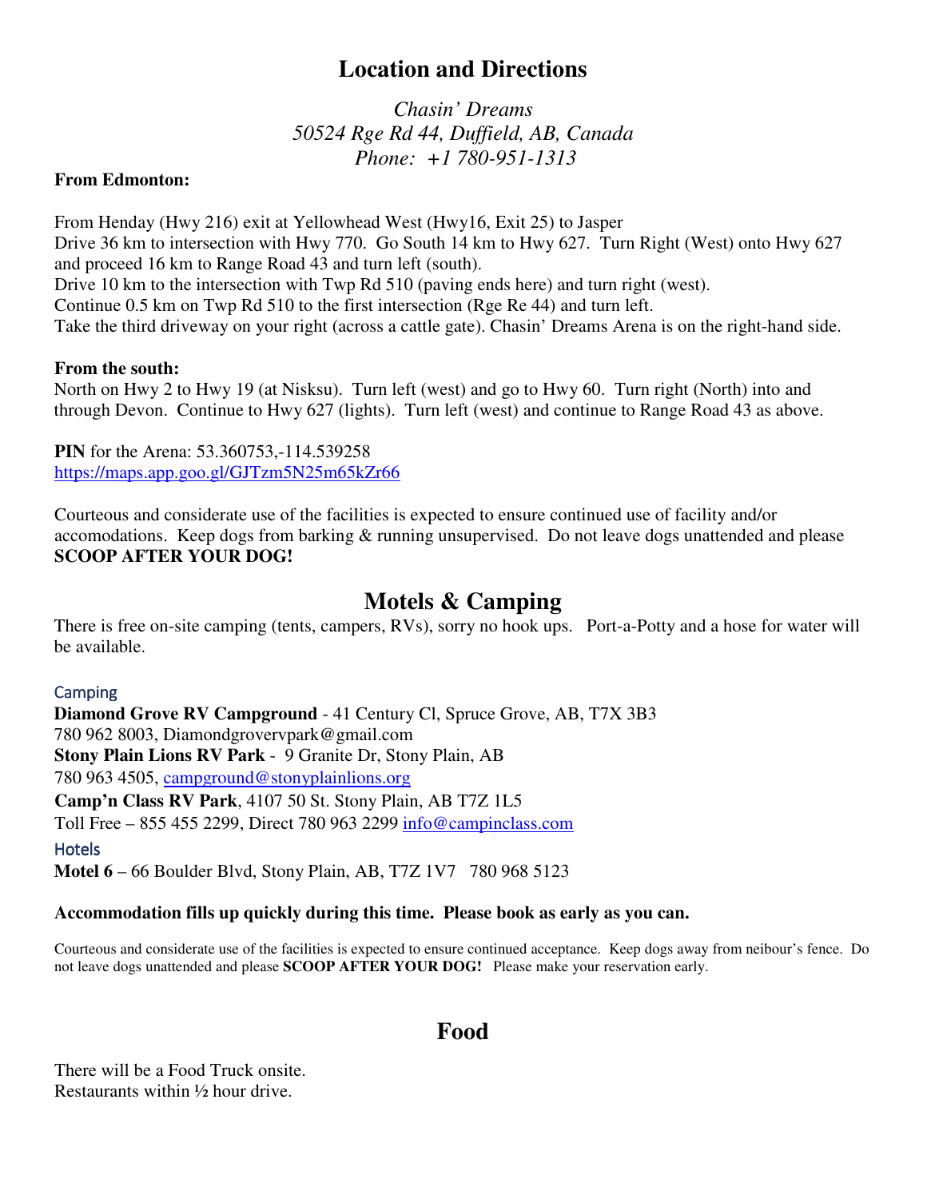# Location and Directions

*Chasin' Dreams*
*50524 Rge Rd 44, Duffield, AB, Canada*
*Phone: +1 780-951-1313*

**From Edmonton:**

From Henday (Hwy 216) exit at Yellowhead West (Hwy16, Exit 25) to Jasper
Drive 36 km to intersection with Hwy 770. Go South 14 km to Hwy 627. Turn Right (West) onto Hwy 627 and proceed 16 km to Range Road 43 and turn left (south).
Drive 10 km to the intersection with Twp Rd 510 (paving ends here) and turn right (west).
Continue 0.5 km on Twp Rd 510 to the first intersection (Rge Re 44) and turn left.
Take the third driveway on your right (across a cattle gate). Chasin' Dreams Arena is on the right-hand side.

**From the south:**
North on Hwy 2 to Hwy 19 (at Nisksu). Turn left (west) and go to Hwy 60. Turn right (North) into and through Devon. Continue to Hwy 627 (lights). Turn left (west) and continue to Range Road 43 as above.

**PIN** for the Arena: 53.360753,-114.539258
https://maps.app.goo.gl/GJTzm5N25m65kZr66

Courteous and considerate use of the facilities is expected to ensure continued use of facility and/or accomodations. Keep dogs from barking & running unsupervised. Do not leave dogs unattended and please **SCOOP AFTER YOUR DOG!**

# Motels & Camping

There is free on-site camping (tents, campers, RVs), sorry no hook ups. Port-a-Potty and a hose for water will be available.

### Camping

**Diamond Grove RV Campground** - 41 Century Cl, Spruce Grove, AB, T7X 3B3
780 962 8003, Diamondgrovervpark@gmail.com
**Stony Plain Lions RV Park** - 9 Granite Dr, Stony Plain, AB
780 963 4505, campground@stonyplainlions.org
**Camp'n Class RV Park**, 4107 50 St. Stony Plain, AB T7Z 1L5
Toll Free – 855 455 2299, Direct 780 963 2299 info@campinclass.com

### Hotels

**Motel 6** – 66 Boulder Blvd, Stony Plain, AB, T7Z 1V7 780 968 5123

**Accommodation fills up quickly during this time. Please book as early as you can.**

Courteous and considerate use of the facilities is expected to ensure continued acceptance. Keep dogs away from neibour's fence. Do not leave dogs unattended and please **SCOOP AFTER YOUR DOG!** Please make your reservation early.

# Food

There will be a Food Truck onsite.
Restaurants within ½ hour drive.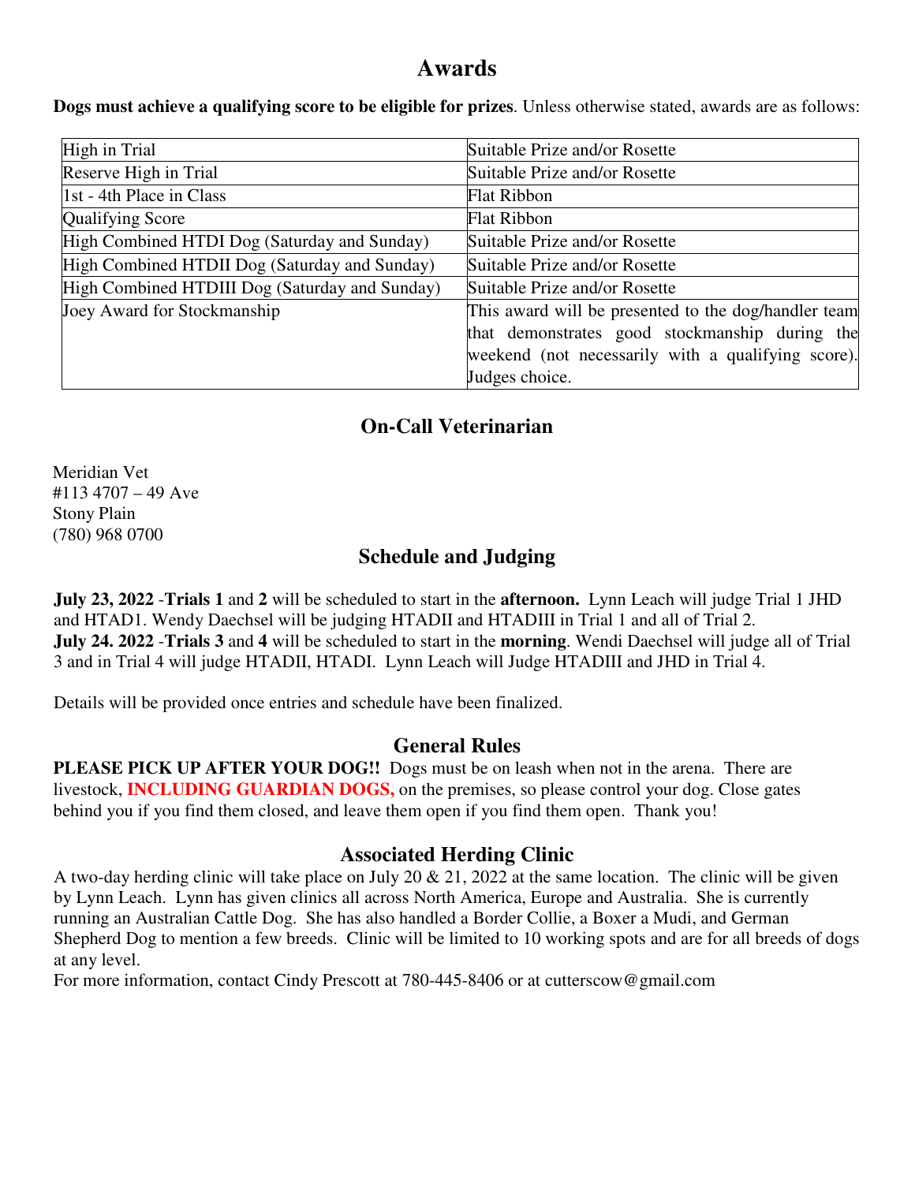## Awards

**Dogs must achieve a qualifying score to be eligible for prizes**. Unless otherwise stated, awards are as follows:

| | |
|---|---|
| High in Trial | Suitable Prize and/or Rosette |
| Reserve High in Trial | Suitable Prize and/or Rosette |
| 1st - 4th Place in Class | Flat Ribbon |
| Qualifying Score | Flat Ribbon |
| High Combined HTDI Dog (Saturday and Sunday) | Suitable Prize and/or Rosette |
| High Combined HTDII Dog (Saturday and Sunday) | Suitable Prize and/or Rosette |
| High Combined HTDIII Dog (Saturday and Sunday) | Suitable Prize and/or Rosette |
| Joey Award for Stockmanship | This award will be presented to the dog/handler team that demonstrates good stockmanship during the weekend (not necessarily with a qualifying score). Judges choice. |

## On-Call Veterinarian

Meridian Vet
#113 4707 – 49 Ave
Stony Plain
(780) 968 0700

## Schedule and Judging

**July 23, 2022** -**Trials 1** and **2** will be scheduled to start in the **afternoon.** Lynn Leach will judge Trial 1 JHD and HTAD1. Wendy Daechsel will be judging HTADII and HTADIII in Trial 1 and all of Trial 2.
**July 24. 2022** -**Trials 3** and **4** will be scheduled to start in the **morning**. Wendi Daechsel will judge all of Trial 3 and in Trial 4 will judge HTADII, HTADI. Lynn Leach will Judge HTADIII and JHD in Trial 4.

Details will be provided once entries and schedule have been finalized.

## General Rules

**PLEASE PICK UP AFTER YOUR DOG!!** Dogs must be on leash when not in the arena. There are livestock, **INCLUDING GUARDIAN DOGS,** on the premises, so please control your dog. Close gates behind you if you find them closed, and leave them open if you find them open. Thank you!

## Associated Herding Clinic

A two-day herding clinic will take place on July 20 & 21, 2022 at the same location. The clinic will be given by Lynn Leach. Lynn has given clinics all across North America, Europe and Australia. She is currently running an Australian Cattle Dog. She has also handled a Border Collie, a Boxer a Mudi, and German Shepherd Dog to mention a few breeds. Clinic will be limited to 10 working spots and are for all breeds of dogs at any level.
For more information, contact Cindy Prescott at 780-445-8406 or at cutterscow@gmail.com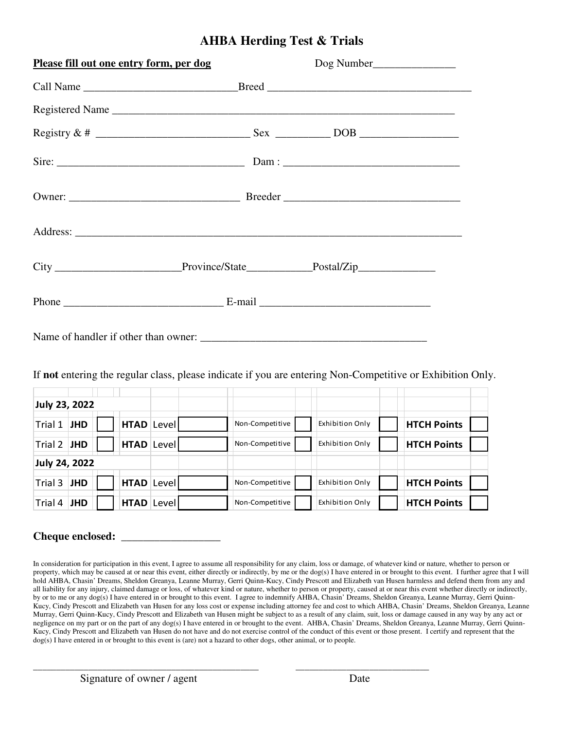# AHBA Herding Test & Trials

**Please fill out one entry form, per dog** Dog Number_______________

Call Name ____________________________Breed _____________________________________

Registered Name _______________________________________________________________

Registry & # ___________________________ Sex _________ DOB _________________

Sire: __________________________________ Dam : ________________________________

Owner: ______________________________ Breeder ________________________________

Address: _______________________________________________________________________

City ______________________Province/State___________Postal/Zip______________

Phone ____________________________ E-mail ______________________________

Name of handler if other than owner: ________________________________________

If **not** entering the regular class, please indicate if you are entering Non-Competitive or Exhibition Only.

| | | | | | | | | |
|---|---|---|---|---|---|---|---|---|
| **July 23, 2022** | | | | | | | | |
| Trial 1 **JHD** | ☐ | **HTAD** Level | ☐ | Non-Competitive | ☐ | Exhibition Only | ☐ | **HTCH Points** ☐ |
| Trial 2 **JHD** | ☐ | **HTAD** Level | ☐ | Non-Competitive | ☐ | Exhibition Only | ☐ | **HTCH Points** ☐ |
| **July 24, 2022** | | | | | | | | |
| Trial 3 **JHD** | ☐ | **HTAD** Level | ☐ | Non-Competitive | ☐ | Exhibition Only | ☐ | **HTCH Points** ☐ |
| Trial 4 **JHD** | ☐ | **HTAD** Level | ☐ | Non-Competitive | ☐ | Exhibition Only | ☐ | **HTCH Points** ☐ |

**Cheque enclosed:** _________________

In consideration for participation in this event, I agree to assume all responsibility for any claim, loss or damage, of whatever kind or nature, whether to person or property, which may be caused at or near this event, either directly or indirectly, by me or the dog(s) I have entered in or brought to this event. I further agree that I will hold AHBA, Chasin' Dreams, Sheldon Greanya, Leanne Murray, Gerri Quinn-Kucy, Cindy Prescott and Elizabeth van Husen harmless and defend them from any and all liability for any injury, claimed damage or loss, of whatever kind or nature, whether to person or property, caused at or near this event whether directly or indirectly, by or to me or any dog(s) I have entered in or brought to this event. I agree to indemnify AHBA, Chasin' Dreams, Sheldon Greanya, Leanne Murray, Gerri Quinn-Kucy, Cindy Prescott and Elizabeth van Husen for any loss cost or expense including attorney fee and cost to which AHBA, Chasin' Dreams, Sheldon Greanya, Leanne Murray, Gerri Quinn-Kucy, Cindy Prescott and Elizabeth van Husen might be subject to as a result of any claim, suit, loss or damage caused in any way by any act or negligence on my part or on the part of any dog(s) I have entered in or brought to the event. AHBA, Chasin' Dreams, Sheldon Greanya, Leanne Murray, Gerri Quinn-Kucy, Cindy Prescott and Elizabeth van Husen do not have and do not exercise control of the conduct of this event or those present. I certify and represent that the dog(s) I have entered in or brought to this event is (are) not a hazard to other dogs, other animal, or to people.

_________________________________________ _________________________

Signature of owner / agent Date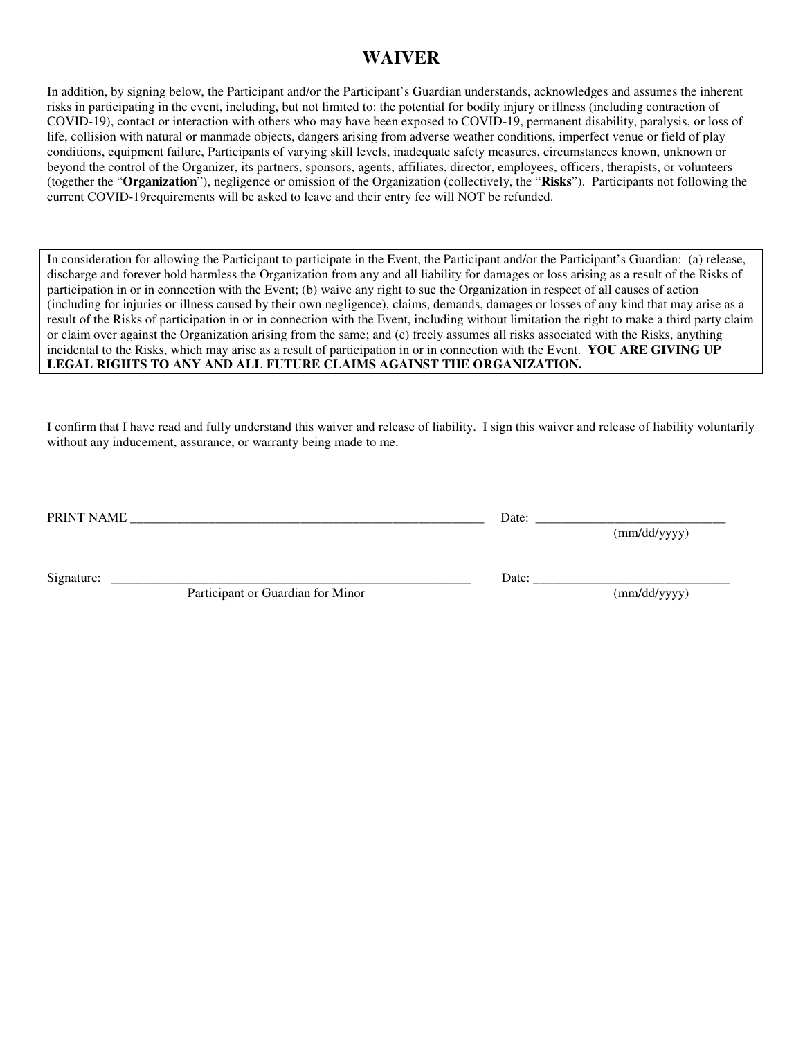# WAIVER

In addition, by signing below, the Participant and/or the Participant's Guardian understands, acknowledges and assumes the inherent risks in participating in the event, including, but not limited to: the potential for bodily injury or illness (including contraction of COVID-19), contact or interaction with others who may have been exposed to COVID-19, permanent disability, paralysis, or loss of life, collision with natural or manmade objects, dangers arising from adverse weather conditions, imperfect venue or field of play conditions, equipment failure, Participants of varying skill levels, inadequate safety measures, circumstances known, unknown or beyond the control of the Organizer, its partners, sponsors, agents, affiliates, director, employees, officers, therapists, or volunteers (together the "**Organization**"), negligence or omission of the Organization (collectively, the "**Risks**"). Participants not following the current COVID-19requirements will be asked to leave and their entry fee will NOT be refunded.

In consideration for allowing the Participant to participate in the Event, the Participant and/or the Participant's Guardian: (a) release, discharge and forever hold harmless the Organization from any and all liability for damages or loss arising as a result of the Risks of participation in or in connection with the Event; (b) waive any right to sue the Organization in respect of all causes of action (including for injuries or illness caused by their own negligence), claims, demands, damages or losses of any kind that may arise as a result of the Risks of participation in or in connection with the Event, including without limitation the right to make a third party claim or claim over against the Organization arising from the same; and (c) freely assumes all risks associated with the Risks, anything incidental to the Risks, which may arise as a result of participation in or in connection with the Event. **YOU ARE GIVING UP LEGAL RIGHTS TO ANY AND ALL FUTURE CLAIMS AGAINST THE ORGANIZATION.**

I confirm that I have read and fully understand this waiver and release of liability. I sign this waiver and release of liability voluntarily without any inducement, assurance, or warranty being made to me.

PRINT NAME ________________________________________________________ Date: ______________________________
(mm/dd/yyyy)

Signature: __________________________________________________________ Date: ______________________________
Participant or Guardian for Minor (mm/dd/yyyy)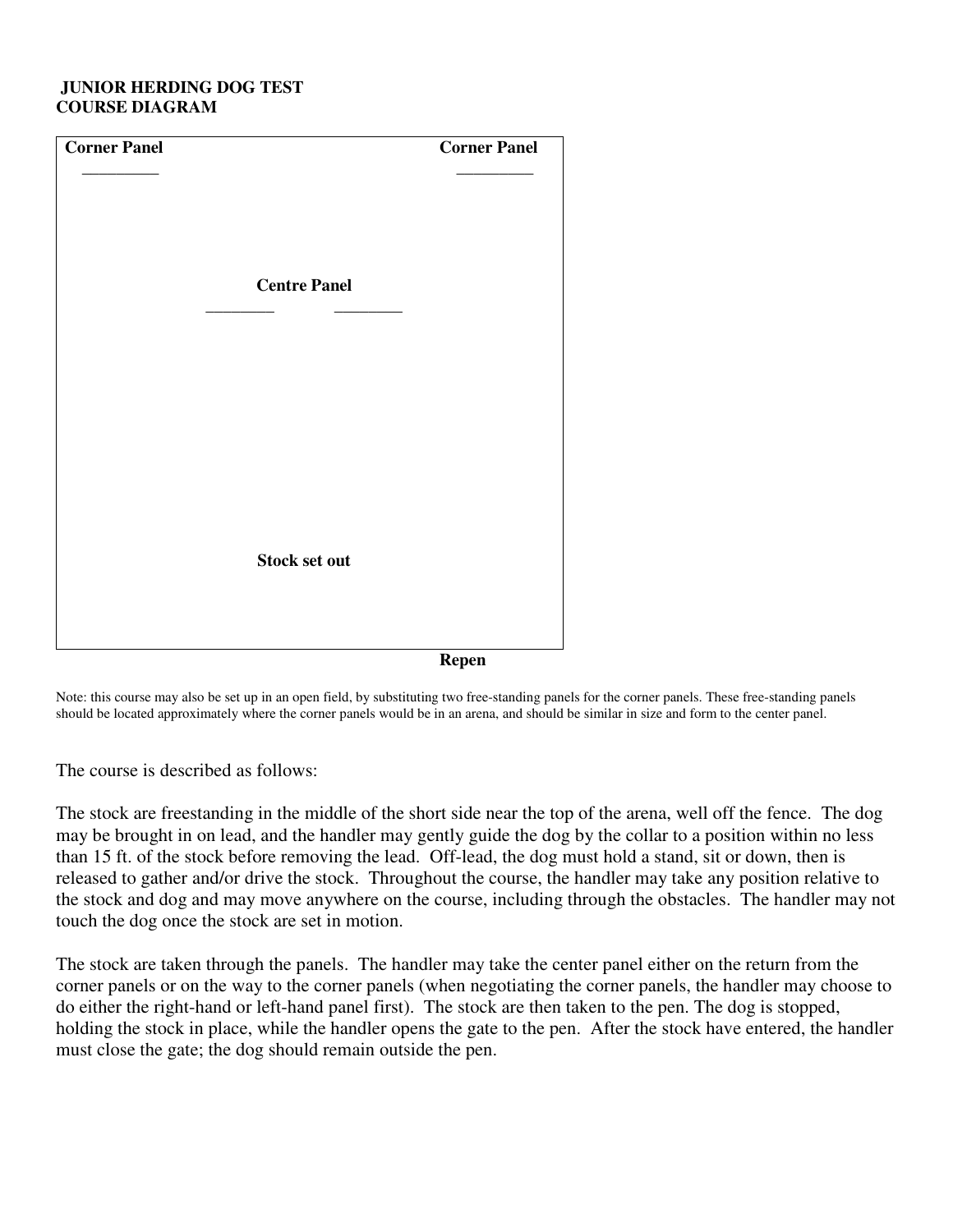**JUNIOR HERDING DOG TEST**
**COURSE DIAGRAM**

**Corner Panel** **Corner Panel**

**Centre Panel**

**Stock set out**

**Repen**

Note: this course may also be set up in an open field, by substituting two free-standing panels for the corner panels. These free-standing panels should be located approximately where the corner panels would be in an arena, and should be similar in size and form to the center panel.

The course is described as follows:

The stock are freestanding in the middle of the short side near the top of the arena, well off the fence. The dog may be brought in on lead, and the handler may gently guide the dog by the collar to a position within no less than 15 ft. of the stock before removing the lead. Off-lead, the dog must hold a stand, sit or down, then is released to gather and/or drive the stock. Throughout the course, the handler may take any position relative to the stock and dog and may move anywhere on the course, including through the obstacles. The handler may not touch the dog once the stock are set in motion.

The stock are taken through the panels. The handler may take the center panel either on the return from the corner panels or on the way to the corner panels (when negotiating the corner panels, the handler may choose to do either the right-hand or left-hand panel first). The stock are then taken to the pen. The dog is stopped, holding the stock in place, while the handler opens the gate to the pen. After the stock have entered, the handler must close the gate; the dog should remain outside the pen.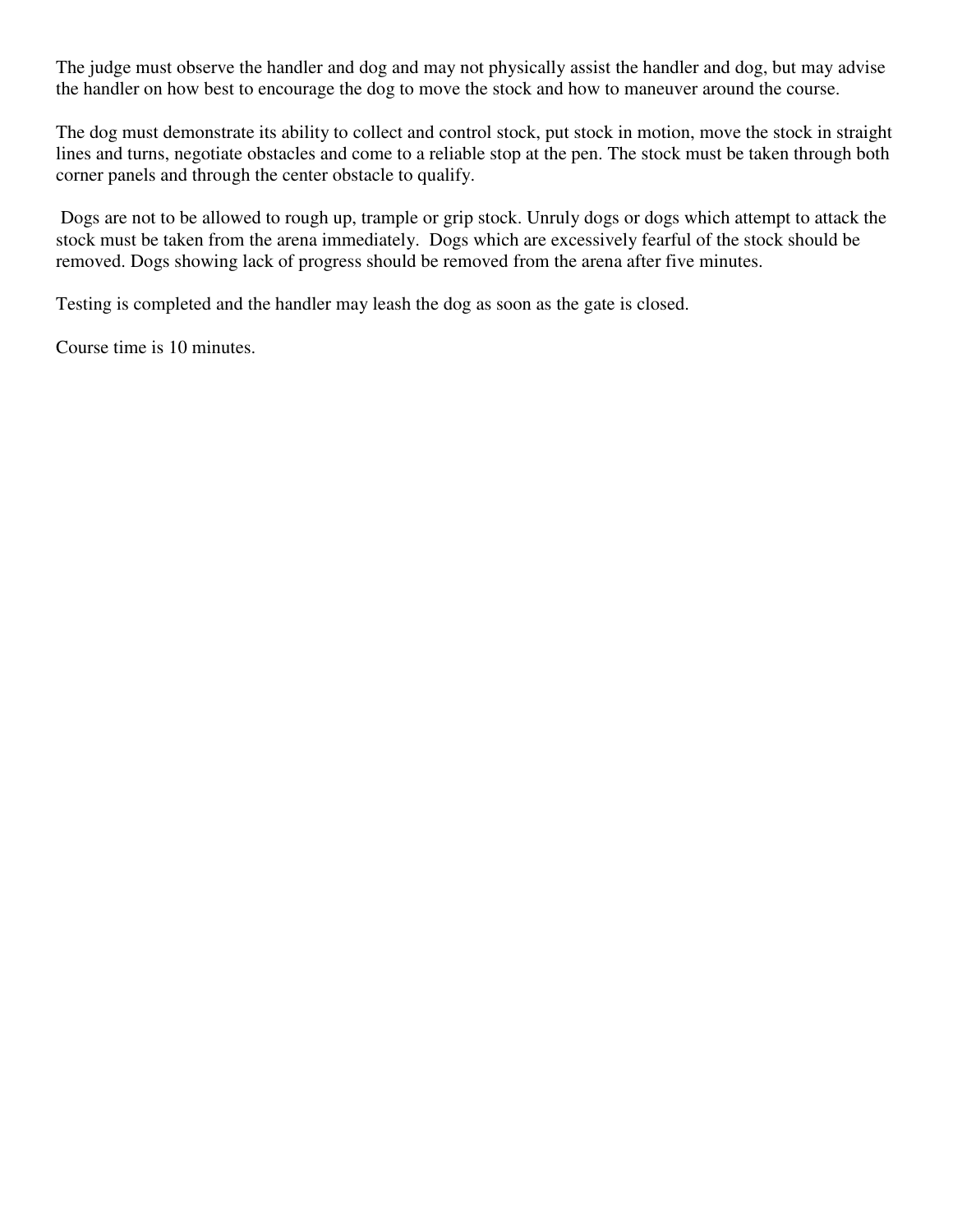The judge must observe the handler and dog and may not physically assist the handler and dog, but may advise the handler on how best to encourage the dog to move the stock and how to maneuver around the course.

The dog must demonstrate its ability to collect and control stock, put stock in motion, move the stock in straight lines and turns, negotiate obstacles and come to a reliable stop at the pen. The stock must be taken through both corner panels and through the center obstacle to qualify.

Dogs are not to be allowed to rough up, trample or grip stock. Unruly dogs or dogs which attempt to attack the stock must be taken from the arena immediately. Dogs which are excessively fearful of the stock should be removed. Dogs showing lack of progress should be removed from the arena after five minutes.

Testing is completed and the handler may leash the dog as soon as the gate is closed.

Course time is 10 minutes.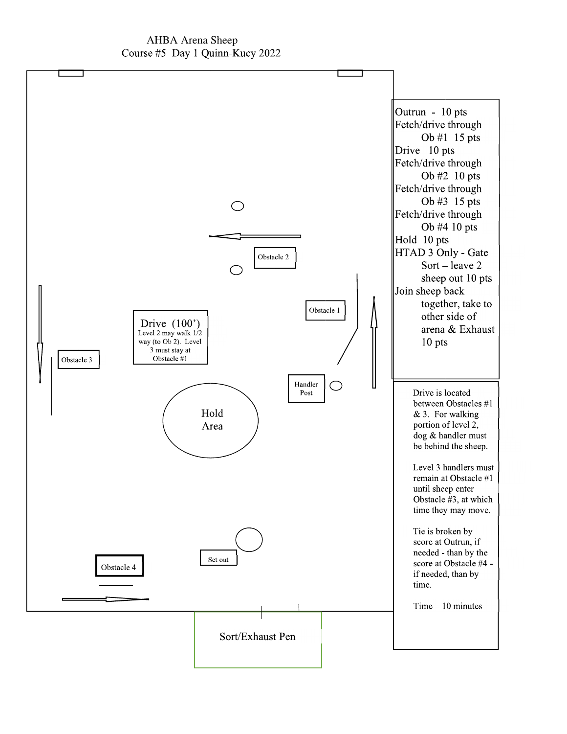# AHBA Arena Sheep

## Course #5 Day 1 Quinn-Kucy 2022

Obstacle 2

Obstacle 1

Drive (100')
Level 2 may walk 1/2 way (to Ob 2). Level 3 must stay at Obstacle #1

Obstacle 3

Handler Post

Hold Area

Set out

Obstacle 4

Sort/Exhaust Pen

- Outrun - 10 pts
- Fetch/drive through Ob #1 15 pts
- Drive 10 pts
- Fetch/drive through Ob #2 10 pts
- Fetch/drive through Ob #3 15 pts
- Fetch/drive through Ob #4 10 pts
- Hold 10 pts
- HTAD 3 Only - Gate Sort – leave 2 sheep out 10 pts
- Join sheep back together, take to other side of arena & Exhaust 10 pts

Drive is located between Obstacles #1 & 3. For walking portion of level 2, dog & handler must be behind the sheep.

Level 3 handlers must remain at Obstacle #1 until sheep enter Obstacle #3, at which time they may move.

Tie is broken by score at Outrun, if needed - than by the score at Obstacle #4 - if needed, than by time.

Time – 10 minutes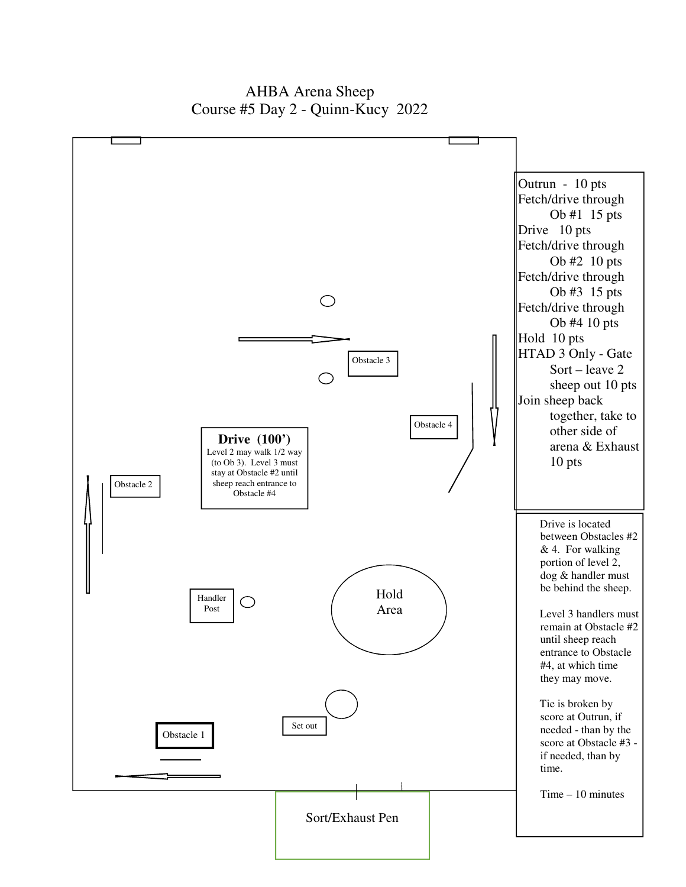# AHBA Arena Sheep

## Course #5 Day 2 - Quinn-Kucy 2022

Obstacle 3

Obstacle 4

**Drive (100')**
Level 2 may walk 1/2 way (to Ob 3). Level 3 must stay at Obstacle #2 until sheep reach entrance to Obstacle #4

Obstacle 2

Handler Post

Hold Area

Set out

Obstacle 1

Sort/Exhaust Pen

Outrun - 10 pts
Fetch/drive through Ob #1 15 pts
Drive 10 pts
Fetch/drive through Ob #2 10 pts
Fetch/drive through Ob #3 15 pts
Fetch/drive through Ob #4 10 pts
Hold 10 pts
HTAD 3 Only - Gate Sort – leave 2 sheep out 10 pts
Join sheep back together, take to other side of arena & Exhaust 10 pts

Drive is located between Obstacles #2 & 4. For walking portion of level 2, dog & handler must be behind the sheep.

Level 3 handlers must remain at Obstacle #2 until sheep reach entrance to Obstacle #4, at which time they may move.

Tie is broken by score at Outrun, if needed - than by the score at Obstacle #3 - if needed, than by time.

Time – 10 minutes